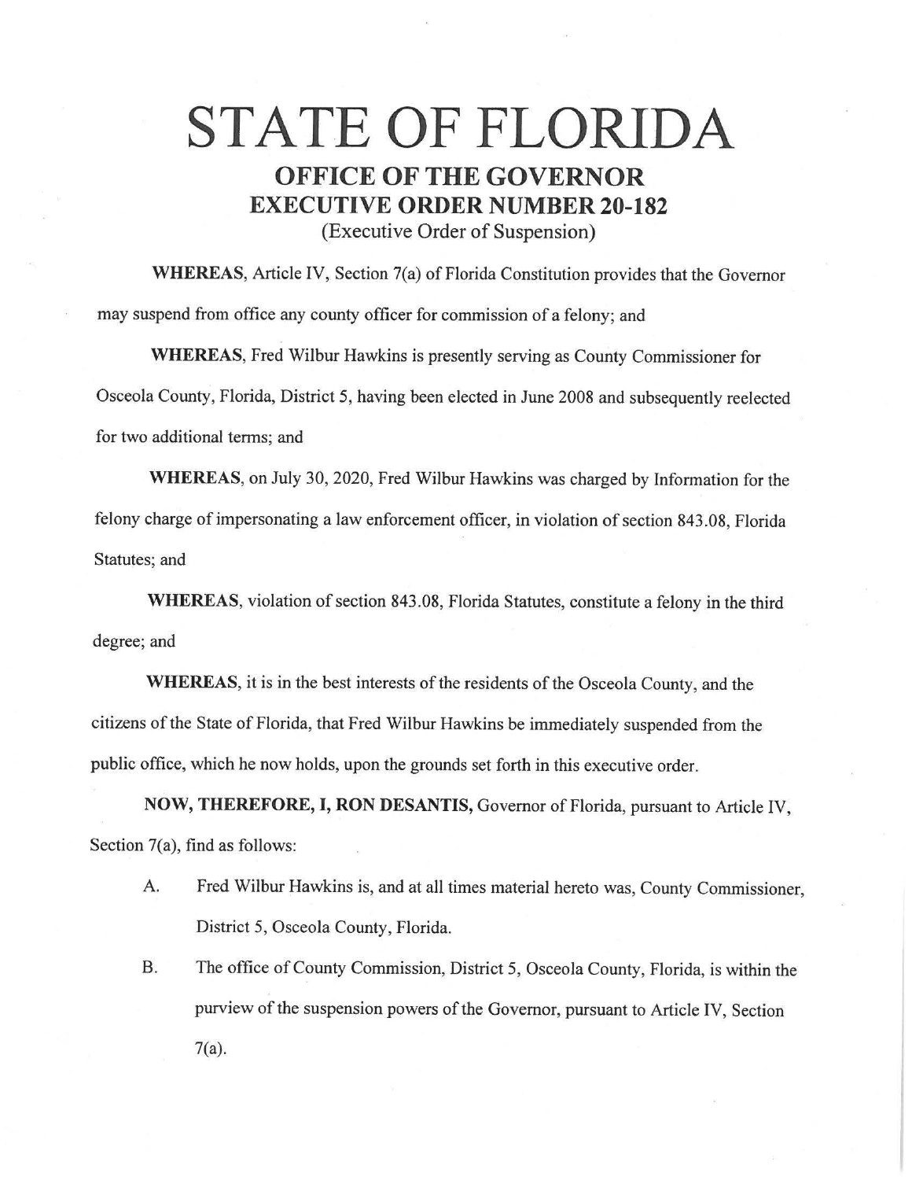# STATE OF FLORIDA

## OFFICE OF THE GOVERNOR

## EXECUTIVE ORDER NUMBER 20-182

(Executive Order of Suspension)

**WHEREAS**, Article IV, Section 7(a) of Florida Constitution provides that the Governor may suspend from office any county officer for commission of a felony; and

**WHEREAS**, Fred Wilbur Hawkins is presently serving as County Commissioner for Osceola County, Florida, District 5, having been elected in June 2008 and subsequently reelected for two additional terms; and

**WHEREAS**, on July 30, 2020, Fred Wilbur Hawkins was charged by Information for the felony charge of impersonating a law enforcement officer, in violation of section 843.08, Florida Statutes; and

**WHEREAS**, violation of section 843.08, Florida Statutes, constitute a felony in the third degree; and

**WHEREAS**, it is in the best interests of the residents of the Osceola County, and the citizens of the State of Florida, that Fred Wilbur Hawkins be immediately suspended from the public office, which he now holds, upon the grounds set forth in this executive order.

**NOW, THEREFORE, I, RON DESANTIS,** Governor of Florida, pursuant to Article IV, Section 7(a), find as follows:

A. Fred Wilbur Hawkins is, and at all times material hereto was, County Commissioner, District 5, Osceola County, Florida.

B. The office of County Commission, District 5, Osceola County, Florida, is within the purview of the suspension powers of the Governor, pursuant to Article IV, Section 7(a).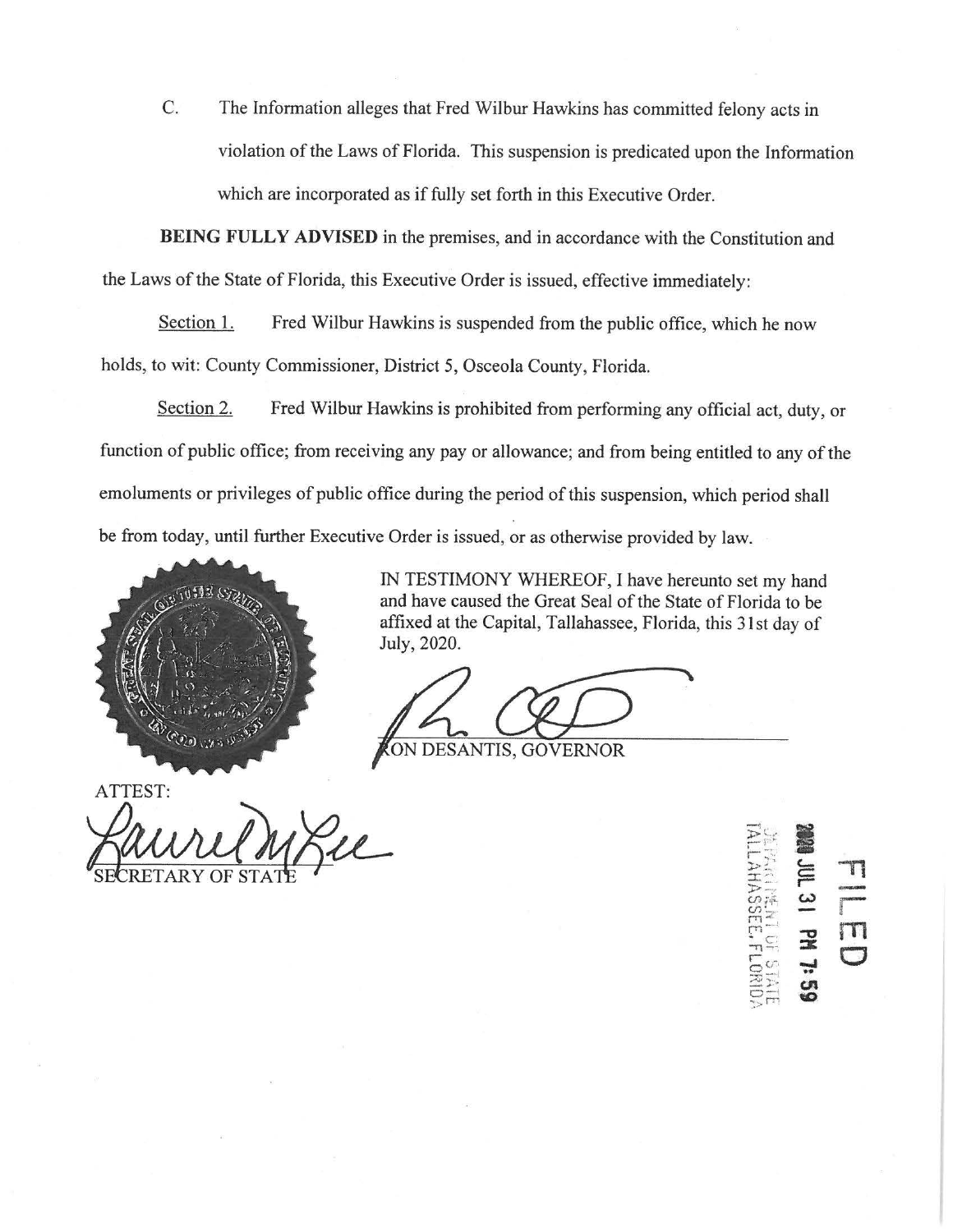C. The Information alleges that Fred Wilbur Hawkins has committed felony acts in violation of the Laws of Florida. This suspension is predicated upon the Information which are incorporated as if fully set forth in this Executive Order.

**BEING FULLY ADVISED** in the premises, and in accordance with the Constitution and the Laws of the State of Florida, this Executive Order is issued, effective immediately:

Section 1. Fred Wilbur Hawkins is suspended from the public office, which he now holds, to wit: County Commissioner, District 5, Osceola County, Florida.

Section 2. Fred Wilbur Hawkins is prohibited from performing any official act, duty, or function of public office; from receiving any pay or allowance; and from being entitled to any of the emoluments or privileges of public office during the period of this suspension, which period shall be from today, until further Executive Order is issued, or as otherwise provided by law.

IN TESTIMONY WHEREOF, I have hereunto set my hand and have caused the Great Seal of the State of Florida to be affixed at the Capital, Tallahassee, Florida, this 31st day of July, 2020.

RON DESANTIS, GOVERNOR

ATTEST:

SECRETARY OF STATE

FILED

2020 JUL 31 PM 7:59

DEPARTMENT OF STATE
TALLAHASSEE, FLORIDA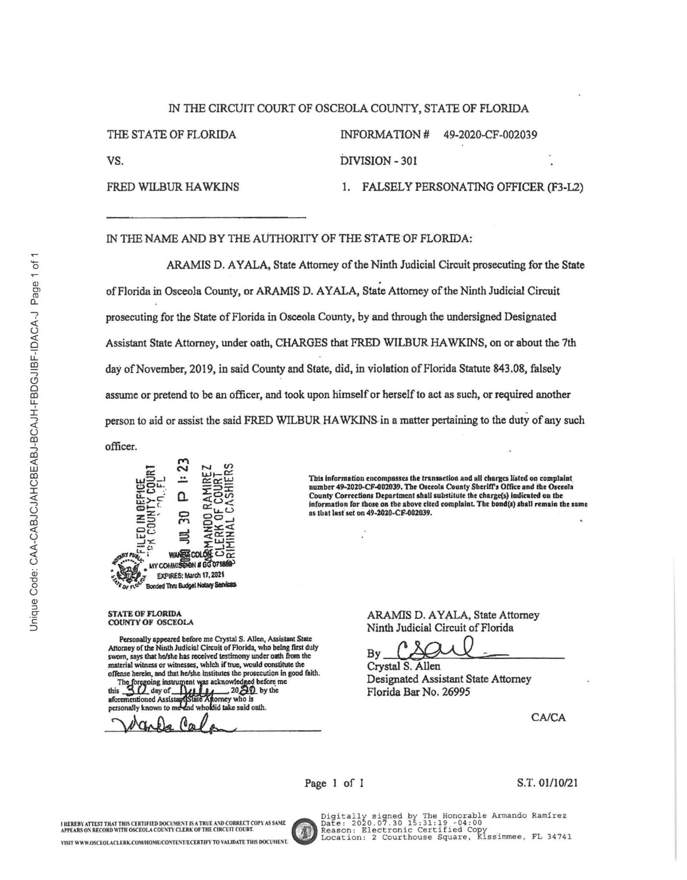IN THE CIRCUIT COURT OF OSCEOLA COUNTY, STATE OF FLORIDA

| | |
|---|---|
| THE STATE OF FLORIDA | INFORMATION # 49-2020-CF-002039 |
| VS. | DIVISION - 301 |
| FRED WILBUR HAWKINS | 1. FALSELY PERSONATING OFFICER (F3-L2) |

IN THE NAME AND BY THE AUTHORITY OF THE STATE OF FLORIDA:

ARAMIS D. AYALA, State Attorney of the Ninth Judicial Circuit prosecuting for the State of Florida in Osceola County, or ARAMIS D. AYALA, State Attorney of the Ninth Judicial Circuit prosecuting for the State of Florida in Osceola County, by and through the undersigned Designated Assistant State Attorney, under oath, CHARGES that FRED WILBUR HAWKINS, on or about the 7th day of November, 2019, in said County and State, did, in violation of Florida Statute 843.08, falsely assume or pretend to be an officer, and took upon himself or herself to act as such, or required another person to aid or assist the said FRED WILBUR HAWKINS in a matter pertaining to the duty of any such officer.

FILED IN OFFICE OSCEOLA COUNTY COURT ... 2020 JUL 30 P 1:23 ARMANDO RAMIREZ CLERK OF COURT CRIMINAL CASHIERS

WANDA COLON MY COMMISSION # GG 071889 EXPIRES: March 17, 2021 Bonded Thru Budget Notary Services

**This information encompasses the transaction and all charges listed on complaint number 49-2020-CF-002039. The Osceola County Sheriff's Office and the Osceola County Corrections Department shall substitute the charge(s) indicated on the information for those on the above cited complaint. The bond(s) shall remain the same as that last set on 49-2020-CF-002039.**

**STATE OF FLORIDA**
**COUNTY OF OSCEOLA**

Personally appeared before me Crystal S. Allen, Assistant State Attorney of the Ninth Judicial Circuit of Florida, who being first duly sworn, says that he/she has received testimony under oath from the material witness or witnesses, which if true, would constitute the offense herein, and that he/she institutes the prosecution in good faith.
The foregoing instrument was acknowledged before me this 30 day of July, 2020 by the aforementioned Assistant State Attorney who is personally known to me and who did take said oath.

Wanda Colon

ARAMIS D. AYALA, State Attorney
Ninth Judicial Circuit of Florida

By CSAllen
Crystal S. Allen
Designated Assistant State Attorney
Florida Bar No. 26995

CA/CA

S.T. 01/10/21

I HEREBY ATTEST THAT THIS CERTIFIED DOCUMENT IS A TRUE AND CORRECT COPY AS SAME APPEARS ON RECORD WITH OSCEOLA COUNTY CLERK OF THE CIRCUIT COURT.
VISIT WWW.OSCEOLACLERK.COM/HOME/CONTENT/ECERTIFY TO VALIDATE THIS DOCUMENT.

Digitally signed by The Honorable Armando Ramírez
Date: 2020.07.30 15:31:19 -04:00
Reason: Electronic Certified Copy
Location: 2 Courthouse Square, Kissimmee, FL 34741

Unique Code: CAA-CABJCJAHCBEABJ-BCAJH-FBDGJIBF-IDACA-J Page 1 of 1